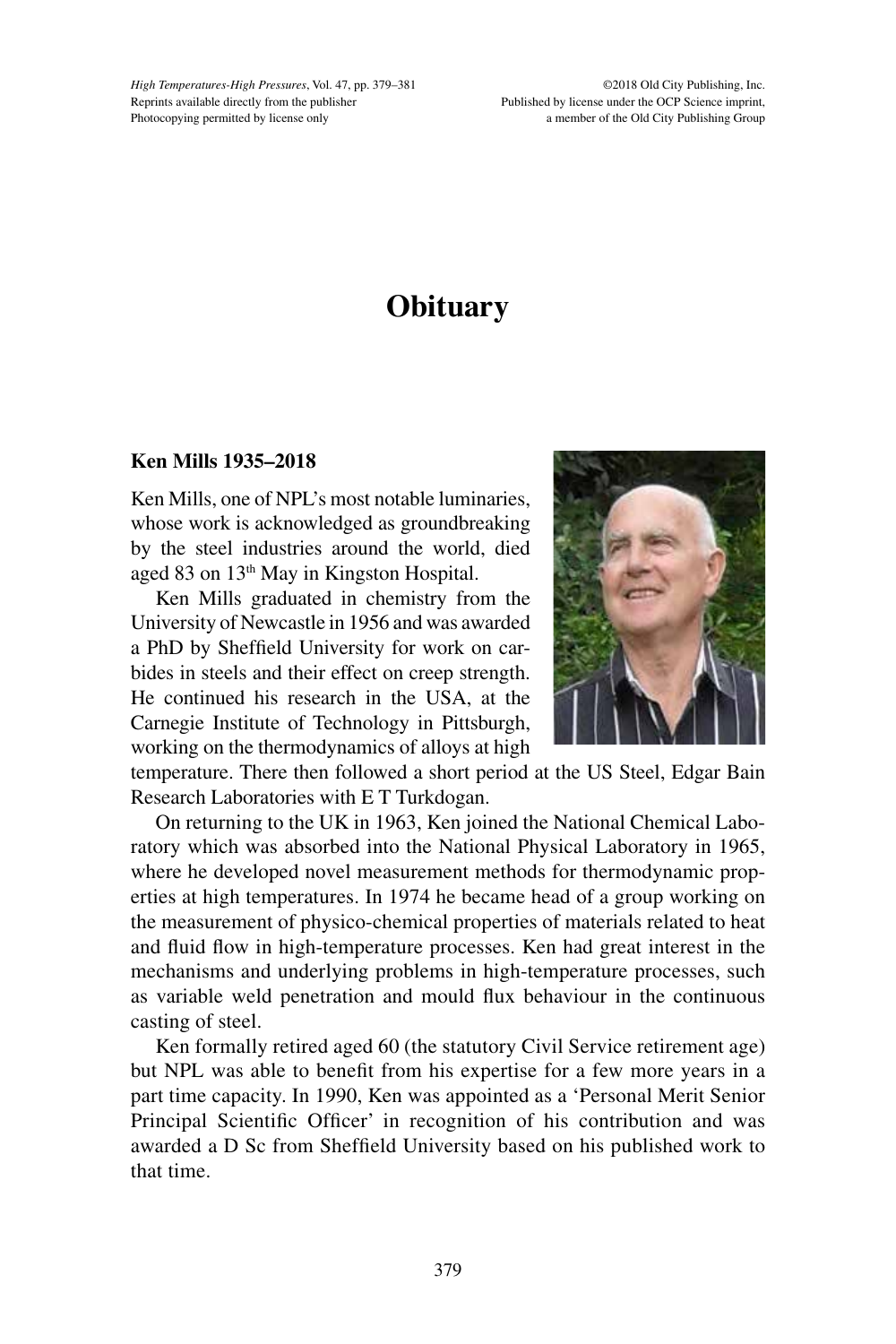# Obituary

## Ken Mills 1935–2018

Ken Mills, one of NPL's most notable luminaries, whose work is acknowledged as groundbreaking by the steel industries around the world, died aged 83 on 13th May in Kingston Hospital.

Ken Mills graduated in chemistry from the University of Newcastle in 1956 and was awarded a PhD by Sheffield University for work on carbides in steels and their effect on creep strength. He continued his research in the USA, at the Carnegie Institute of Technology in Pittsburgh, working on the thermodynamics of alloys at high temperature. There then followed a short period at the US Steel, Edgar Bain Research Laboratories with E T Turkdogan.

On returning to the UK in 1963, Ken joined the National Chemical Laboratory which was absorbed into the National Physical Laboratory in 1965, where he developed novel measurement methods for thermodynamic properties at high temperatures. In 1974 he became head of a group working on the measurement of physico-chemical properties of materials related to heat and fluid flow in high-temperature processes. Ken had great interest in the mechanisms and underlying problems in high-temperature processes, such as variable weld penetration and mould flux behaviour in the continuous casting of steel.

Ken formally retired aged 60 (the statutory Civil Service retirement age) but NPL was able to benefit from his expertise for a few more years in a part time capacity. In 1990, Ken was appointed as a 'Personal Merit Senior Principal Scientific Officer' in recognition of his contribution and was awarded a D Sc from Sheffield University based on his published work to that time.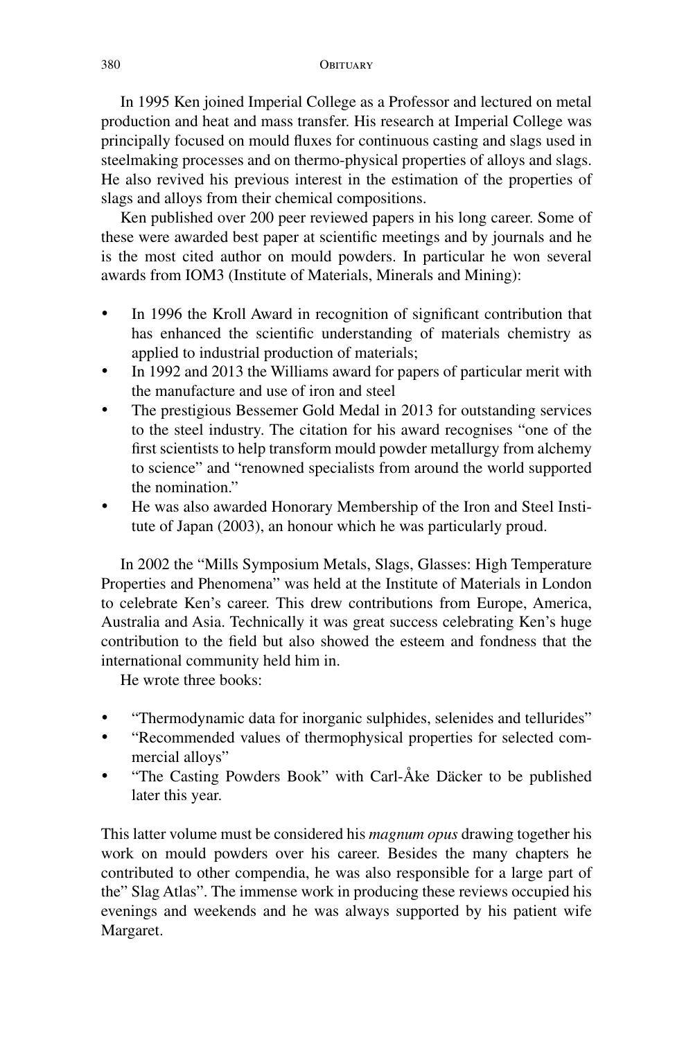In 1995 Ken joined Imperial College as a Professor and lectured on metal production and heat and mass transfer. His research at Imperial College was principally focused on mould fluxes for continuous casting and slags used in steelmaking processes and on thermo-physical properties of alloys and slags. He also revived his previous interest in the estimation of the properties of slags and alloys from their chemical compositions.

Ken published over 200 peer reviewed papers in his long career. Some of these were awarded best paper at scientific meetings and by journals and he is the most cited author on mould powders. In particular he won several awards from IOM3 (Institute of Materials, Minerals and Mining):

- In 1996 the Kroll Award in recognition of significant contribution that has enhanced the scientific understanding of materials chemistry as applied to industrial production of materials;
- In 1992 and 2013 the Williams award for papers of particular merit with the manufacture and use of iron and steel
- The prestigious Bessemer Gold Medal in 2013 for outstanding services to the steel industry. The citation for his award recognises "one of the first scientists to help transform mould powder metallurgy from alchemy to science" and "renowned specialists from around the world supported the nomination."
- He was also awarded Honorary Membership of the Iron and Steel Institute of Japan (2003), an honour which he was particularly proud.

In 2002 the "Mills Symposium Metals, Slags, Glasses: High Temperature Properties and Phenomena" was held at the Institute of Materials in London to celebrate Ken's career. This drew contributions from Europe, America, Australia and Asia. Technically it was great success celebrating Ken's huge contribution to the field but also showed the esteem and fondness that the international community held him in.

He wrote three books:

- "Thermodynamic data for inorganic sulphides, selenides and tellurides"
- "Recommended values of thermophysical properties for selected commercial alloys"
- "The Casting Powders Book" with Carl-Åke Däcker to be published later this year.

This latter volume must be considered his *magnum opus* drawing together his work on mould powders over his career. Besides the many chapters he contributed to other compendia, he was also responsible for a large part of the" Slag Atlas". The immense work in producing these reviews occupied his evenings and weekends and he was always supported by his patient wife Margaret.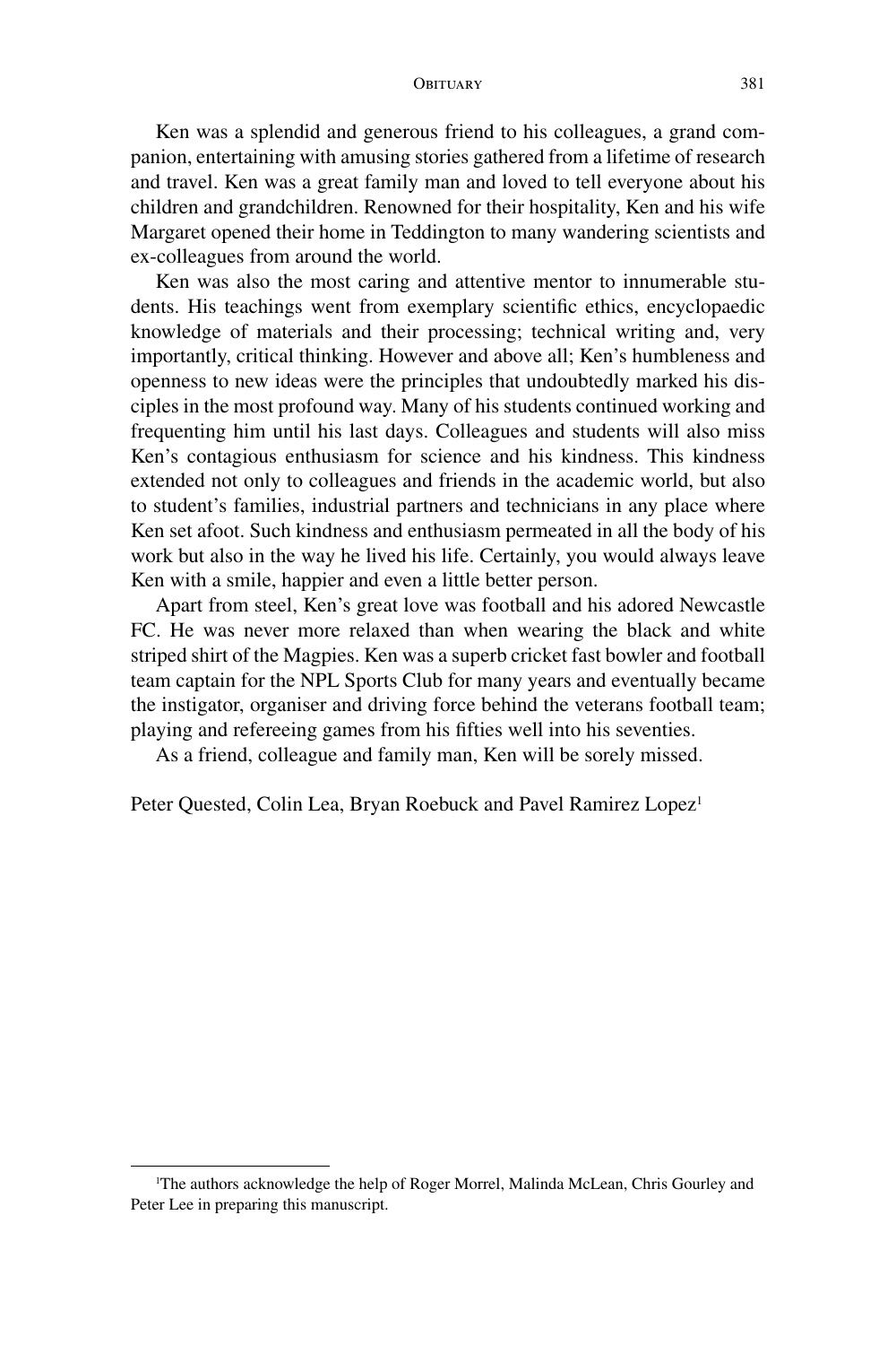Ken was a splendid and generous friend to his colleagues, a grand companion, entertaining with amusing stories gathered from a lifetime of research and travel. Ken was a great family man and loved to tell everyone about his children and grandchildren. Renowned for their hospitality, Ken and his wife Margaret opened their home in Teddington to many wandering scientists and ex-colleagues from around the world.

Ken was also the most caring and attentive mentor to innumerable students. His teachings went from exemplary scientific ethics, encyclopaedic knowledge of materials and their processing; technical writing and, very importantly, critical thinking. However and above all; Ken's humbleness and openness to new ideas were the principles that undoubtedly marked his disciples in the most profound way. Many of his students continued working and frequenting him until his last days. Colleagues and students will also miss Ken's contagious enthusiasm for science and his kindness. This kindness extended not only to colleagues and friends in the academic world, but also to student's families, industrial partners and technicians in any place where Ken set afoot. Such kindness and enthusiasm permeated in all the body of his work but also in the way he lived his life. Certainly, you would always leave Ken with a smile, happier and even a little better person.

Apart from steel, Ken's great love was football and his adored Newcastle FC. He was never more relaxed than when wearing the black and white striped shirt of the Magpies. Ken was a superb cricket fast bowler and football team captain for the NPL Sports Club for many years and eventually became the instigator, organiser and driving force behind the veterans football team; playing and refereeing games from his fifties well into his seventies.

As a friend, colleague and family man, Ken will be sorely missed.

Peter Quested, Colin Lea, Bryan Roebuck and Pavel Ramirez Lopez[1]

[1]The authors acknowledge the help of Roger Morrel, Malinda McLean, Chris Gourley and Peter Lee in preparing this manuscript.